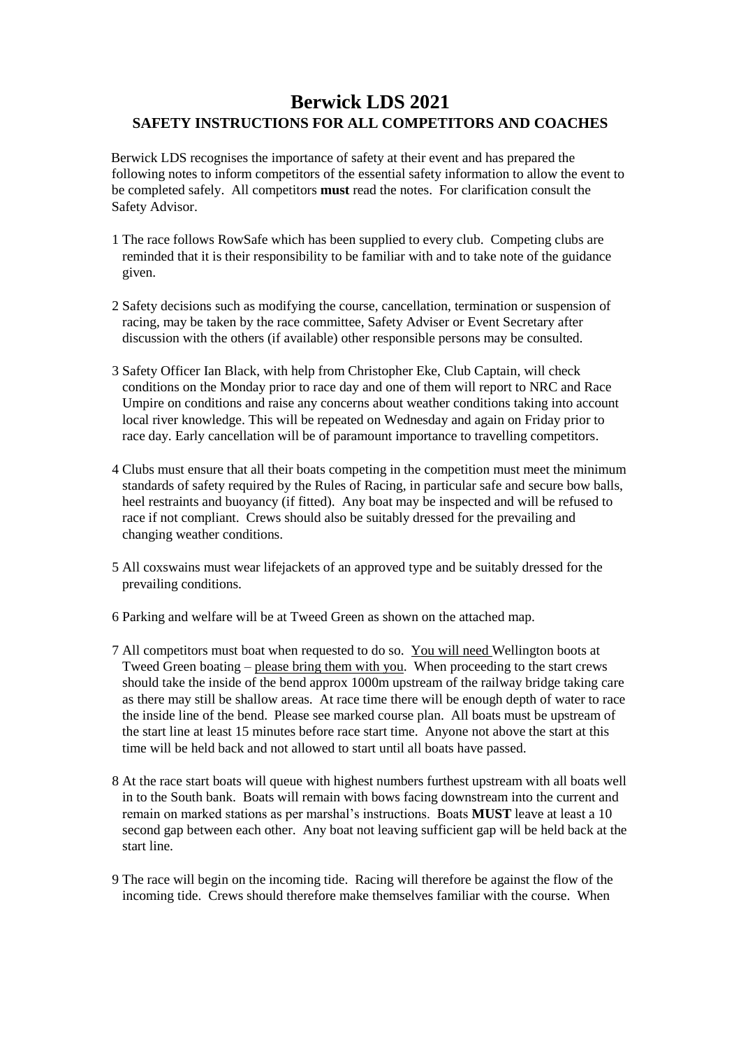# Berwick LDS 2021

## SAFETY INSTRUCTIONS FOR ALL COMPETITORS AND COACHES

Berwick LDS recognises the importance of safety at their event and has prepared the following notes to inform competitors of the essential safety information to allow the event to be completed safely. All competitors **must** read the notes. For clarification consult the Safety Advisor.

1 The race follows RowSafe which has been supplied to every club. Competing clubs are reminded that it is their responsibility to be familiar with and to take note of the guidance given.

2 Safety decisions such as modifying the course, cancellation, termination or suspension of racing, may be taken by the race committee, Safety Adviser or Event Secretary after discussion with the others (if available) other responsible persons may be consulted.

3 Safety Officer Ian Black, with help from Christopher Eke, Club Captain, will check conditions on the Monday prior to race day and one of them will report to NRC and Race Umpire on conditions and raise any concerns about weather conditions taking into account local river knowledge. This will be repeated on Wednesday and again on Friday prior to race day. Early cancellation will be of paramount importance to travelling competitors.

4 Clubs must ensure that all their boats competing in the competition must meet the minimum standards of safety required by the Rules of Racing, in particular safe and secure bow balls, heel restraints and buoyancy (if fitted). Any boat may be inspected and will be refused to race if not compliant. Crews should also be suitably dressed for the prevailing and changing weather conditions.

5 All coxswains must wear lifejackets of an approved type and be suitably dressed for the prevailing conditions.

6 Parking and welfare will be at Tweed Green as shown on the attached map.

7 All competitors must boat when requested to do so. <u>You will need</u> Wellington boots at Tweed Green boating – <u>please bring them with you</u>. When proceeding to the start crews should take the inside of the bend approx 1000m upstream of the railway bridge taking care as there may still be shallow areas. At race time there will be enough depth of water to race the inside line of the bend. Please see marked course plan. All boats must be upstream of the start line at least 15 minutes before race start time. Anyone not above the start at this time will be held back and not allowed to start until all boats have passed.

8 At the race start boats will queue with highest numbers furthest upstream with all boats well in to the South bank. Boats will remain with bows facing downstream into the current and remain on marked stations as per marshal's instructions. Boats **MUST** leave at least a 10 second gap between each other. Any boat not leaving sufficient gap will be held back at the start line.

9 The race will begin on the incoming tide. Racing will therefore be against the flow of the incoming tide. Crews should therefore make themselves familiar with the course. When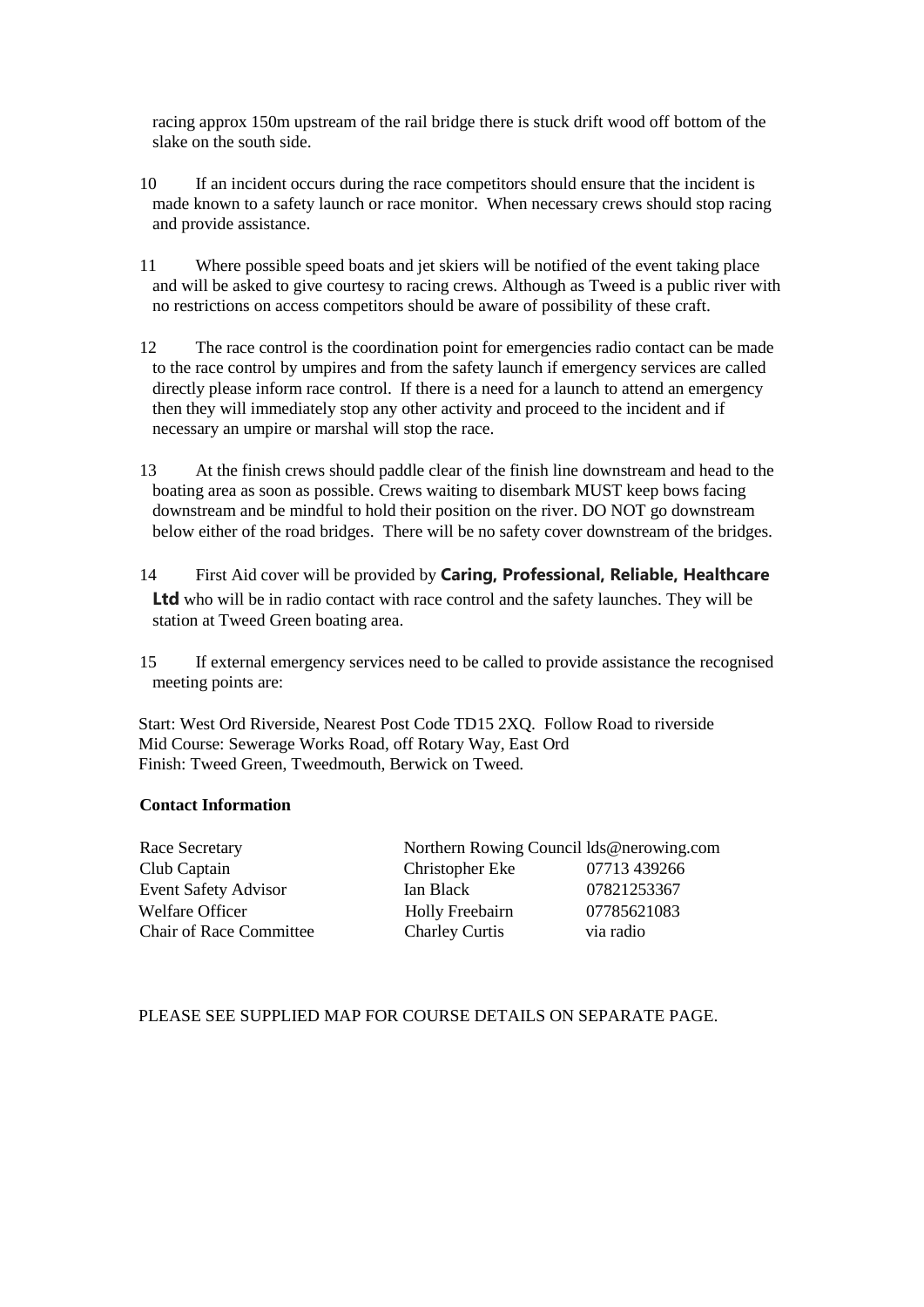racing approx 150m upstream of the rail bridge there is stuck drift wood off bottom of the slake on the south side.

10 If an incident occurs during the race competitors should ensure that the incident is made known to a safety launch or race monitor. When necessary crews should stop racing and provide assistance.

11 Where possible speed boats and jet skiers will be notified of the event taking place and will be asked to give courtesy to racing crews. Although as Tweed is a public river with no restrictions on access competitors should be aware of possibility of these craft.

12 The race control is the coordination point for emergencies radio contact can be made to the race control by umpires and from the safety launch if emergency services are called directly please inform race control. If there is a need for a launch to attend an emergency then they will immediately stop any other activity and proceed to the incident and if necessary an umpire or marshal will stop the race.

13 At the finish crews should paddle clear of the finish line downstream and head to the boating area as soon as possible. Crews waiting to disembark MUST keep bows facing downstream and be mindful to hold their position on the river. DO NOT go downstream below either of the road bridges. There will be no safety cover downstream of the bridges.

14 First Aid cover will be provided by **Caring, Professional, Reliable, Healthcare Ltd** who will be in radio contact with race control and the safety launches. They will be station at Tweed Green boating area.

15 If external emergency services need to be called to provide assistance the recognised meeting points are:

Start: West Ord Riverside, Nearest Post Code TD15 2XQ. Follow Road to riverside
Mid Course: Sewerage Works Road, off Rotary Way, East Ord
Finish: Tweed Green, Tweedmouth, Berwick on Tweed.

**Contact Information**

| | | |
|---|---|---|
| Race Secretary | Northern Rowing Council | lds@nerowing.com |
| Club Captain | Christopher Eke | 07713 439266 |
| Event Safety Advisor | Ian Black | 07821253367 |
| Welfare Officer | Holly Freebairn | 07785621083 |
| Chair of Race Committee | Charley Curtis | via radio |

PLEASE SEE SUPPLIED MAP FOR COURSE DETAILS ON SEPARATE PAGE.